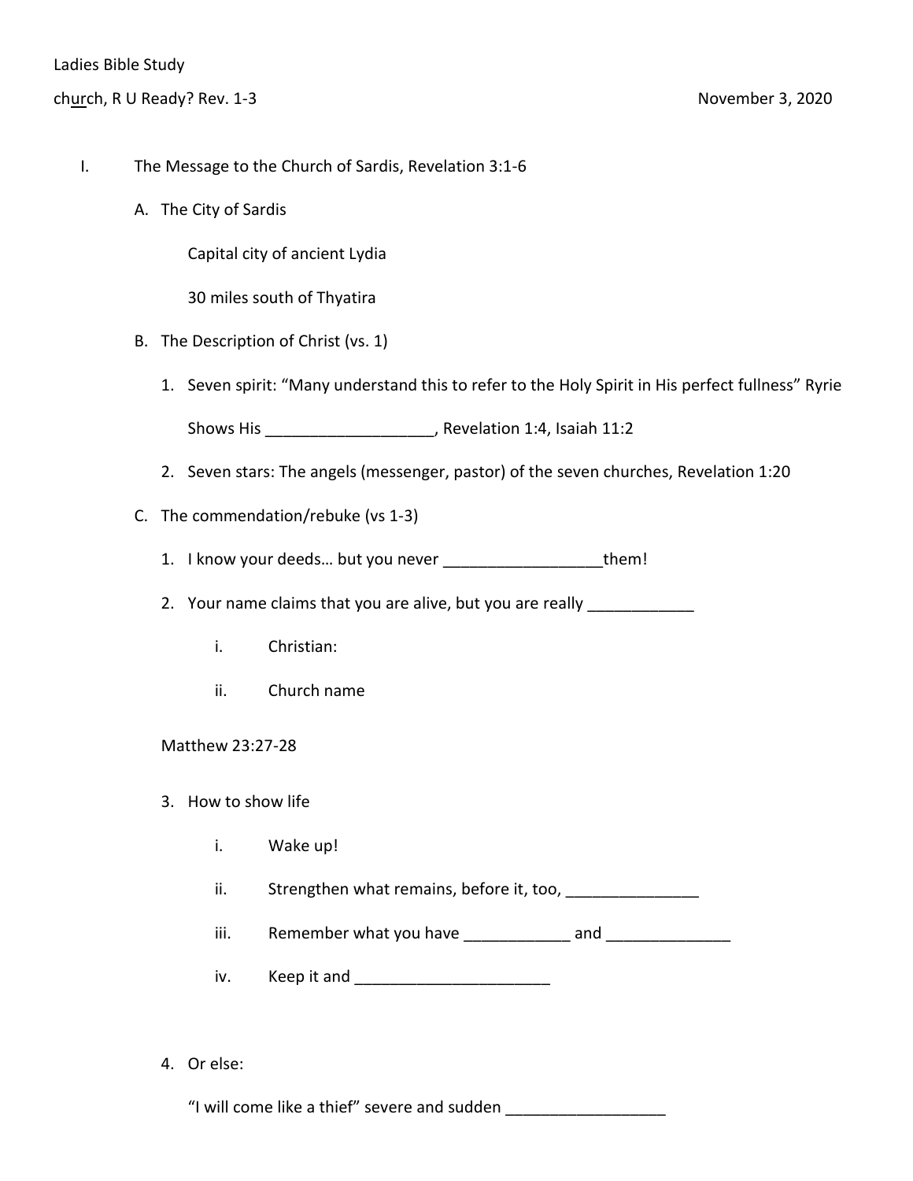Ladies Bible Study

ch<u>ur</u>ch, R U Ready? Rev. 1-3 November 3, 2020

I. The Message to the Church of Sardis, Revelation 3:1-6

A. The City of Sardis

Capital city of ancient Lydia

30 miles south of Thyatira

B. The Description of Christ (vs. 1)

1. Seven spirit: "Many understand this to refer to the Holy Spirit in His perfect fullness" Ryrie

   Shows His ___________________, Revelation 1:4, Isaiah 11:2

2. Seven stars: The angels (messenger, pastor) of the seven churches, Revelation 1:20

C. The commendation/rebuke (vs 1-3)

1. I know your deeds… but you never __________________them!

2. Your name claims that you are alive, but you are really ____________

   i. Christian:

   ii. Church name

Matthew 23:27-28

3. How to show life

   i. Wake up!

   ii. Strengthen what remains, before it, too, _______________

   iii. Remember what you have ____________ and ______________

   iv. Keep it and ______________________

4. Or else:

   "I will come like a thief" severe and sudden __________________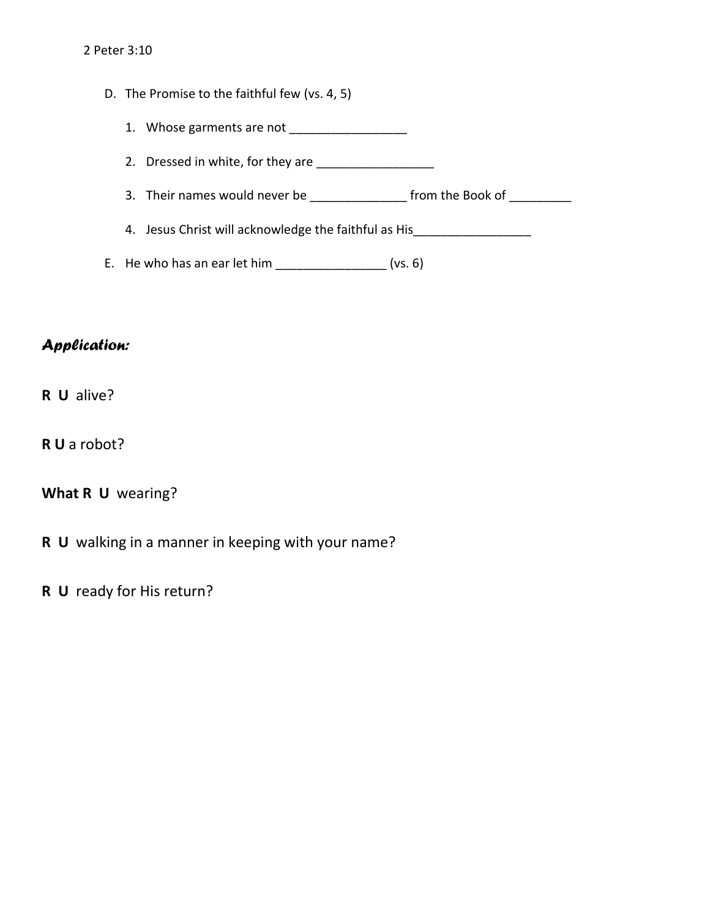2 Peter 3:10

D. The Promise to the faithful few (vs. 4, 5)

   1. Whose garments are not _________________

   2. Dressed in white, for they are _________________

   3. Their names would never be ______________ from the Book of _________

   4. Jesus Christ will acknowledge the faithful as His_________________

E. He who has an ear let him ________________ (vs. 6)

***Application:***

**R U** alive?

**R U** a robot?

**What R U** wearing?

**R U** walking in a manner in keeping with your name?

**R U** ready for His return?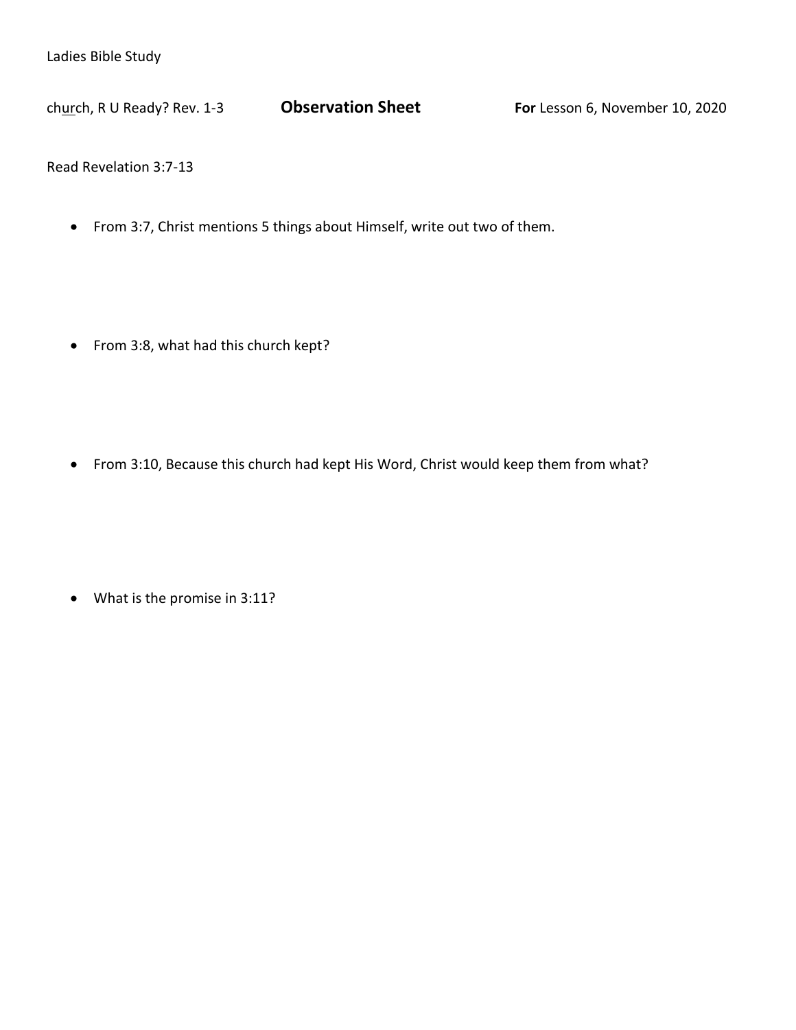Ladies Bible Study

ch<u>ur</u>ch, R U Ready? Rev. 1-3 **Observation Sheet** **For** Lesson 6, November 10, 2020

Read Revelation 3:7-13

- From 3:7, Christ mentions 5 things about Himself, write out two of them.

- From 3:8, what had this church kept?

- From 3:10, Because this church had kept His Word, Christ would keep them from what?

- What is the promise in 3:11?